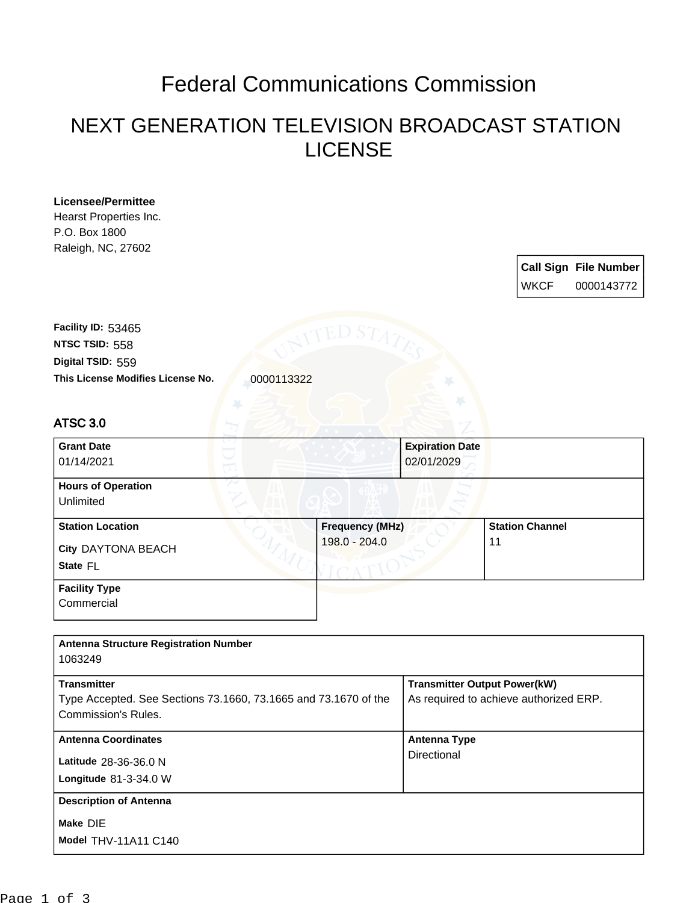# Federal Communications Commission

## NEXT GENERATION TELEVISION BROADCAST STATION LICENSE

**Licensee/Permittee**
Hearst Properties Inc.
P.O. Box 1800
Raleigh, NC, 27602

| Call Sign | File Number |
| --- | --- |
| WKCF | 0000143772 |

**Facility ID:** 53465
**NTSC TSID:** 558
**Digital TSID:** 559
**This License Modifies License No.** 0000113322

### ATSC 3.0

| Grant Date | Expiration Date | |
| --- | --- | --- |
| 01/14/2021 | 02/01/2029 | |
| **Hours of Operation** | | |
| Unlimited | | |
| **Station Location** | **Frequency (MHz)** | **Station Channel** |
| City DAYTONA BEACH<br>State FL | 198.0 - 204.0 | 11 |
| **Facility Type** | | |
| Commercial | | |

| Antenna Structure Registration Number | |
| --- | --- |
| 1063249 | |
| **Transmitter** | **Transmitter Output Power(kW)** |
| Type Accepted. See Sections 73.1660, 73.1665 and 73.1670 of the Commission's Rules. | As required to achieve authorized ERP. |
| **Antenna Coordinates** | **Antenna Type** |
| Latitude 28-36-36.0 N<br>Longitude 81-3-34.0 W | Directional |
| **Description of Antenna** | |
| Make DIE<br>Model THV-11A11 C140 | |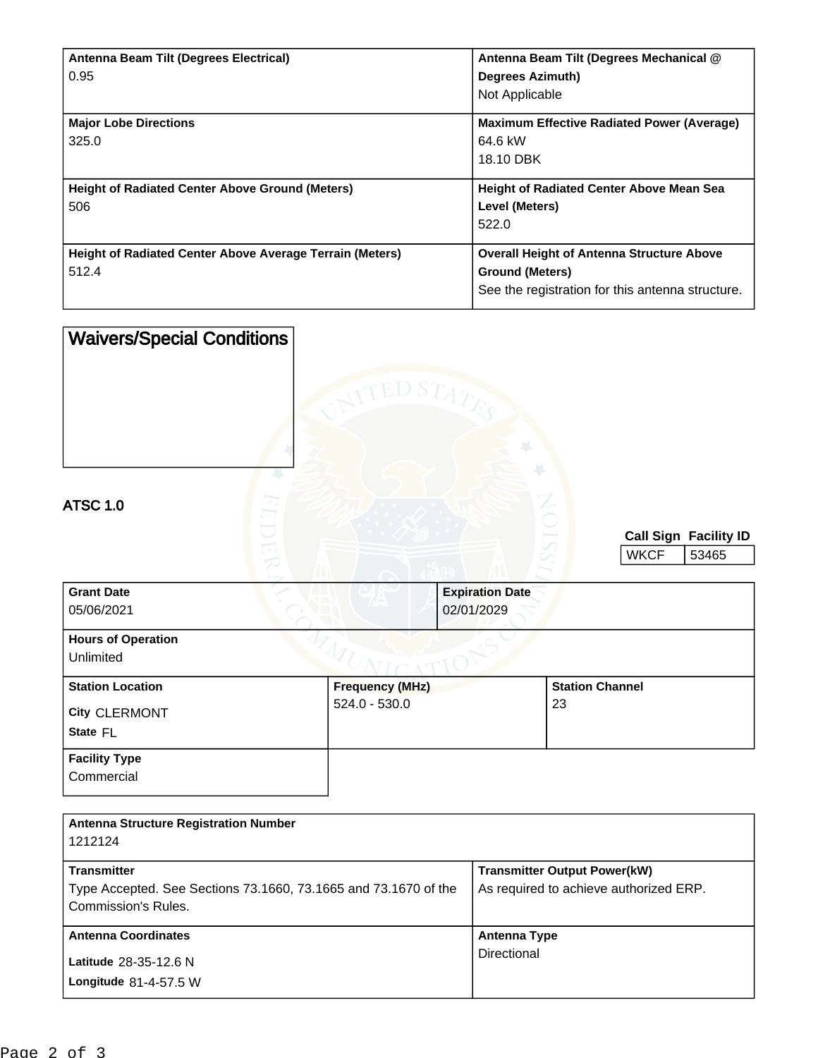| Antenna Beam Tilt (Degrees Electrical) | Antenna Beam Tilt (Degrees Mechanical @ Degrees Azimuth) |
| --- | --- |
| 0.95 | Not Applicable |
| **Major Lobe Directions** | **Maximum Effective Radiated Power (Average)** |
| 325.0 | 64.6 kW<br>18.10 DBK |
| **Height of Radiated Center Above Ground (Meters)** | **Height of Radiated Center Above Mean Sea Level (Meters)** |
| 506 | 522.0 |
| **Height of Radiated Center Above Average Terrain (Meters)** | **Overall Height of Antenna Structure Above Ground (Meters)** |
| 512.4 | See the registration for this antenna structure. |

## Waivers/Special Conditions

## ATSC 1.0

| Call Sign | Facility ID |
| --- | --- |
| WKCF | 53465 |

| Grant Date | Expiration Date |
| --- | --- |
| 05/06/2021 | 02/01/2029 |

**Hours of Operation**
Unlimited

| Station Location | Frequency (MHz) | Station Channel |
| --- | --- | --- |
| City CLERMONT<br>State FL | 524.0 - 530.0 | 23 |

**Facility Type**
Commercial

**Antenna Structure Registration Number**
1212124

| Transmitter | Transmitter Output Power(kW) |
| --- | --- |
| Type Accepted. See Sections 73.1660, 73.1665 and 73.1670 of the Commission's Rules. | As required to achieve authorized ERP. |
| **Antenna Coordinates** | **Antenna Type** |
| Latitude 28-35-12.6 N<br>Longitude 81-4-57.5 W | Directional |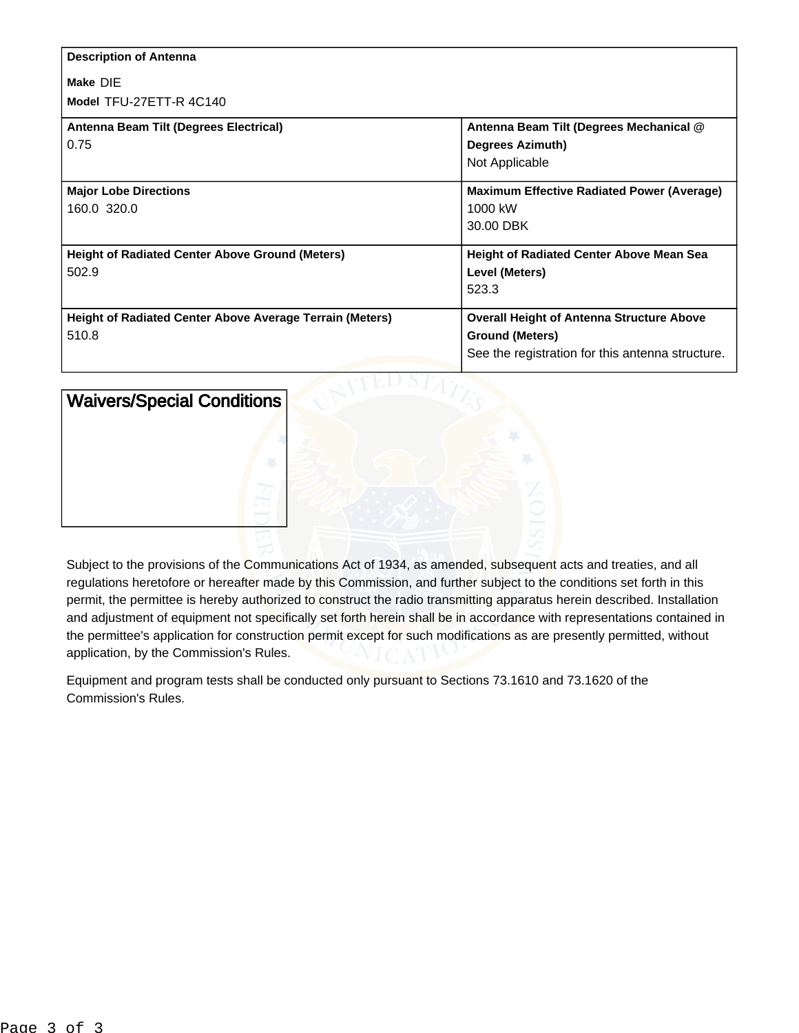| | |
|---|---|
| **Description of Antenna**<br>**Make** DIE<br>**Model** TFU-27ETT-R 4C140 | |
| **Antenna Beam Tilt (Degrees Electrical)**<br>0.75 | **Antenna Beam Tilt (Degrees Mechanical @ Degrees Azimuth)**<br>Not Applicable |
| **Major Lobe Directions**<br>160.0 320.0 | **Maximum Effective Radiated Power (Average)**<br>1000 kW<br>30.00 DBK |
| **Height of Radiated Center Above Ground (Meters)**<br>502.9 | **Height of Radiated Center Above Mean Sea Level (Meters)**<br>523.3 |
| **Height of Radiated Center Above Average Terrain (Meters)**<br>510.8 | **Overall Height of Antenna Structure Above Ground (Meters)**<br>See the registration for this antenna structure. |

## Waivers/Special Conditions

Subject to the provisions of the Communications Act of 1934, as amended, subsequent acts and treaties, and all regulations heretofore or hereafter made by this Commission, and further subject to the conditions set forth in this permit, the permittee is hereby authorized to construct the radio transmitting apparatus herein described. Installation and adjustment of equipment not specifically set forth herein shall be in accordance with representations contained in the permittee's application for construction permit except for such modifications as are presently permitted, without application, by the Commission's Rules.

Equipment and program tests shall be conducted only pursuant to Sections 73.1610 and 73.1620 of the Commission's Rules.